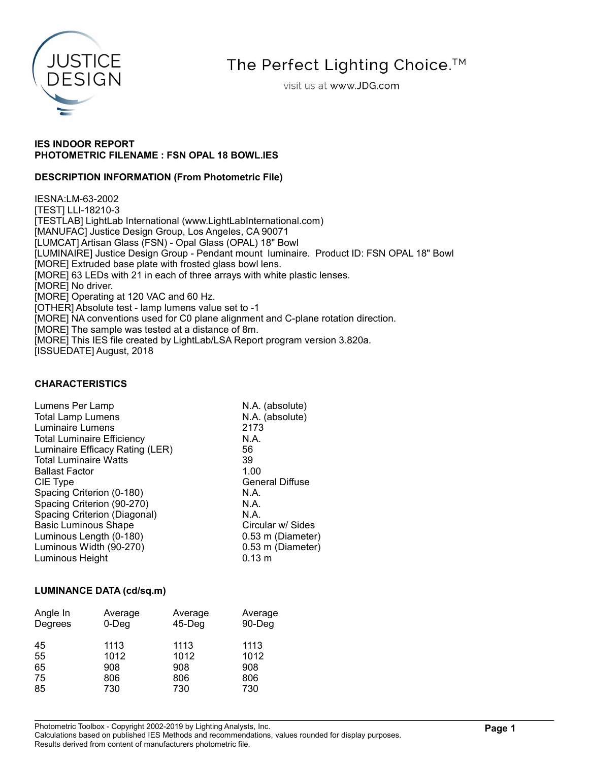JUSTICE DESIGN

The Perfect Lighting Choice.™

visit us at www.JDG.com

**IES INDOOR REPORT**
**PHOTOMETRIC FILENAME : FSN OPAL 18 BOWL.IES**

**DESCRIPTION INFORMATION (From Photometric File)**

IESNA:LM-63-2002
[TEST] LLI-18210-3
[TESTLAB] LightLab International (www.LightLabInternational.com)
[MANUFAC] Justice Design Group, Los Angeles, CA 90071
[LUMCAT] Artisan Glass (FSN) - Opal Glass (OPAL) 18" Bowl
[LUMINAIRE] Justice Design Group - Pendant mount luminaire. Product ID: FSN OPAL 18" Bowl
[MORE] Extruded base plate with frosted glass bowl lens.
[MORE] 63 LEDs with 21 in each of three arrays with white plastic lenses.
[MORE] No driver.
[MORE] Operating at 120 VAC and 60 Hz.
[OTHER] Absolute test - lamp lumens value set to -1
[MORE] NA conventions used for C0 plane alignment and C-plane rotation direction.
[MORE] The sample was tested at a distance of 8m.
[MORE] This IES file created by LightLab/LSA Report program version 3.820a.
[ISSUEDATE] August, 2018

**CHARACTERISTICS**

| | |
|---|---|
| Lumens Per Lamp | N.A. (absolute) |
| Total Lamp Lumens | N.A. (absolute) |
| Luminaire Lumens | 2173 |
| Total Luminaire Efficiency | N.A. |
| Luminaire Efficacy Rating (LER) | 56 |
| Total Luminaire Watts | 39 |
| Ballast Factor | 1.00 |
| CIE Type | General Diffuse |
| Spacing Criterion (0-180) | N.A. |
| Spacing Criterion (90-270) | N.A. |
| Spacing Criterion (Diagonal) | N.A. |
| Basic Luminous Shape | Circular w/ Sides |
| Luminous Length (0-180) | 0.53 m (Diameter) |
| Luminous Width (90-270) | 0.53 m (Diameter) |
| Luminous Height | 0.13 m |

**LUMINANCE DATA (cd/sq.m)**

| Angle In Degrees | Average 0-Deg | Average 45-Deg | Average 90-Deg |
|---|---|---|---|
| 45 | 1113 | 1113 | 1113 |
| 55 | 1012 | 1012 | 1012 |
| 65 | 908 | 908 | 908 |
| 75 | 806 | 806 | 806 |
| 85 | 730 | 730 | 730 |

Photometric Toolbox - Copyright 2002-2019 by Lighting Analysts, Inc.
Calculations based on published IES Methods and recommendations, values rounded for display purposes.
Results derived from content of manufacturers photometric file.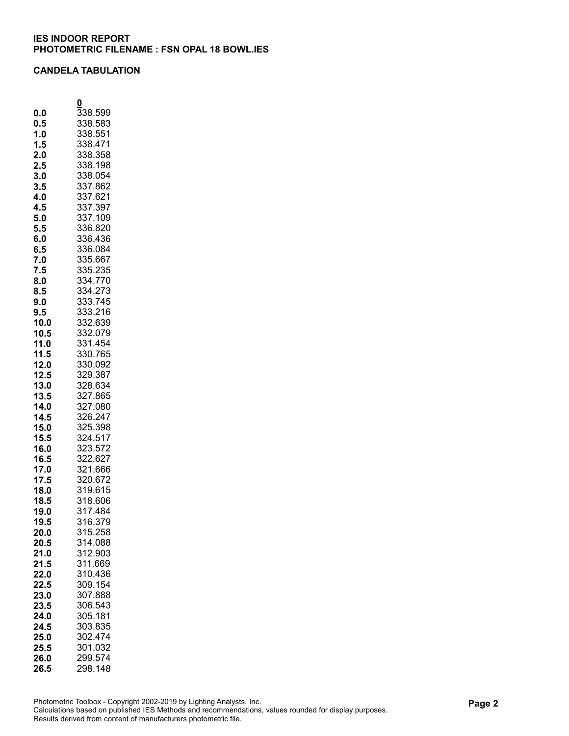**IES INDOOR REPORT**
**PHOTOMETRIC FILENAME : FSN OPAL 18 BOWL.IES**

**CANDELA TABULATION**

| | 0 |
|---|---|
| **0.0** | 338.599 |
| **0.5** | 338.583 |
| **1.0** | 338.551 |
| **1.5** | 338.471 |
| **2.0** | 338.358 |
| **2.5** | 338.198 |
| **3.0** | 338.054 |
| **3.5** | 337.862 |
| **4.0** | 337.621 |
| **4.5** | 337.397 |
| **5.0** | 337.109 |
| **5.5** | 336.820 |
| **6.0** | 336.436 |
| **6.5** | 336.084 |
| **7.0** | 335.667 |
| **7.5** | 335.235 |
| **8.0** | 334.770 |
| **8.5** | 334.273 |
| **9.0** | 333.745 |
| **9.5** | 333.216 |
| **10.0** | 332.639 |
| **10.5** | 332.079 |
| **11.0** | 331.454 |
| **11.5** | 330.765 |
| **12.0** | 330.092 |
| **12.5** | 329.387 |
| **13.0** | 328.634 |
| **13.5** | 327.865 |
| **14.0** | 327.080 |
| **14.5** | 326.247 |
| **15.0** | 325.398 |
| **15.5** | 324.517 |
| **16.0** | 323.572 |
| **16.5** | 322.627 |
| **17.0** | 321.666 |
| **17.5** | 320.672 |
| **18.0** | 319.615 |
| **18.5** | 318.606 |
| **19.0** | 317.484 |
| **19.5** | 316.379 |
| **20.0** | 315.258 |
| **20.5** | 314.088 |
| **21.0** | 312.903 |
| **21.5** | 311.669 |
| **22.0** | 310.436 |
| **22.5** | 309.154 |
| **23.0** | 307.888 |
| **23.5** | 306.543 |
| **24.0** | 305.181 |
| **24.5** | 303.835 |
| **25.0** | 302.474 |
| **25.5** | 301.032 |
| **26.0** | 299.574 |
| **26.5** | 298.148 |

Photometric Toolbox - Copyright 2002-2019 by Lighting Analysts, Inc.
Calculations based on published IES Methods and recommendations, values rounded for display purposes.
Results derived from content of manufacturers photometric file.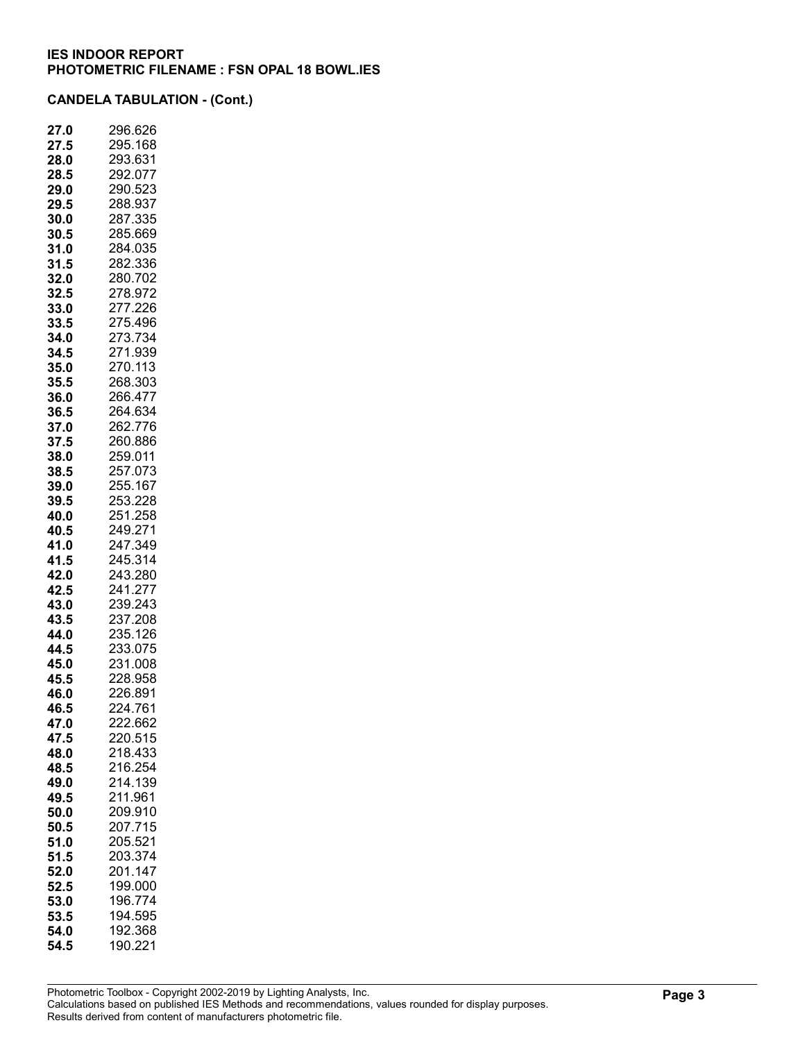**IES INDOOR REPORT**
**PHOTOMETRIC FILENAME : FSN OPAL 18 BOWL.IES**

**CANDELA TABULATION - (Cont.)**

| | |
|---|---|
| **27.0** | 296.626 |
| **27.5** | 295.168 |
| **28.0** | 293.631 |
| **28.5** | 292.077 |
| **29.0** | 290.523 |
| **29.5** | 288.937 |
| **30.0** | 287.335 |
| **30.5** | 285.669 |
| **31.0** | 284.035 |
| **31.5** | 282.336 |
| **32.0** | 280.702 |
| **32.5** | 278.972 |
| **33.0** | 277.226 |
| **33.5** | 275.496 |
| **34.0** | 273.734 |
| **34.5** | 271.939 |
| **35.0** | 270.113 |
| **35.5** | 268.303 |
| **36.0** | 266.477 |
| **36.5** | 264.634 |
| **37.0** | 262.776 |
| **37.5** | 260.886 |
| **38.0** | 259.011 |
| **38.5** | 257.073 |
| **39.0** | 255.167 |
| **39.5** | 253.228 |
| **40.0** | 251.258 |
| **40.5** | 249.271 |
| **41.0** | 247.349 |
| **41.5** | 245.314 |
| **42.0** | 243.280 |
| **42.5** | 241.277 |
| **43.0** | 239.243 |
| **43.5** | 237.208 |
| **44.0** | 235.126 |
| **44.5** | 233.075 |
| **45.0** | 231.008 |
| **45.5** | 228.958 |
| **46.0** | 226.891 |
| **46.5** | 224.761 |
| **47.0** | 222.662 |
| **47.5** | 220.515 |
| **48.0** | 218.433 |
| **48.5** | 216.254 |
| **49.0** | 214.139 |
| **49.5** | 211.961 |
| **50.0** | 209.910 |
| **50.5** | 207.715 |
| **51.0** | 205.521 |
| **51.5** | 203.374 |
| **52.0** | 201.147 |
| **52.5** | 199.000 |
| **53.0** | 196.774 |
| **53.5** | 194.595 |
| **54.0** | 192.368 |
| **54.5** | 190.221 |

Photometric Toolbox - Copyright 2002-2019 by Lighting Analysts, Inc.
Calculations based on published IES Methods and recommendations, values rounded for display purposes.
Results derived from content of manufacturers photometric file.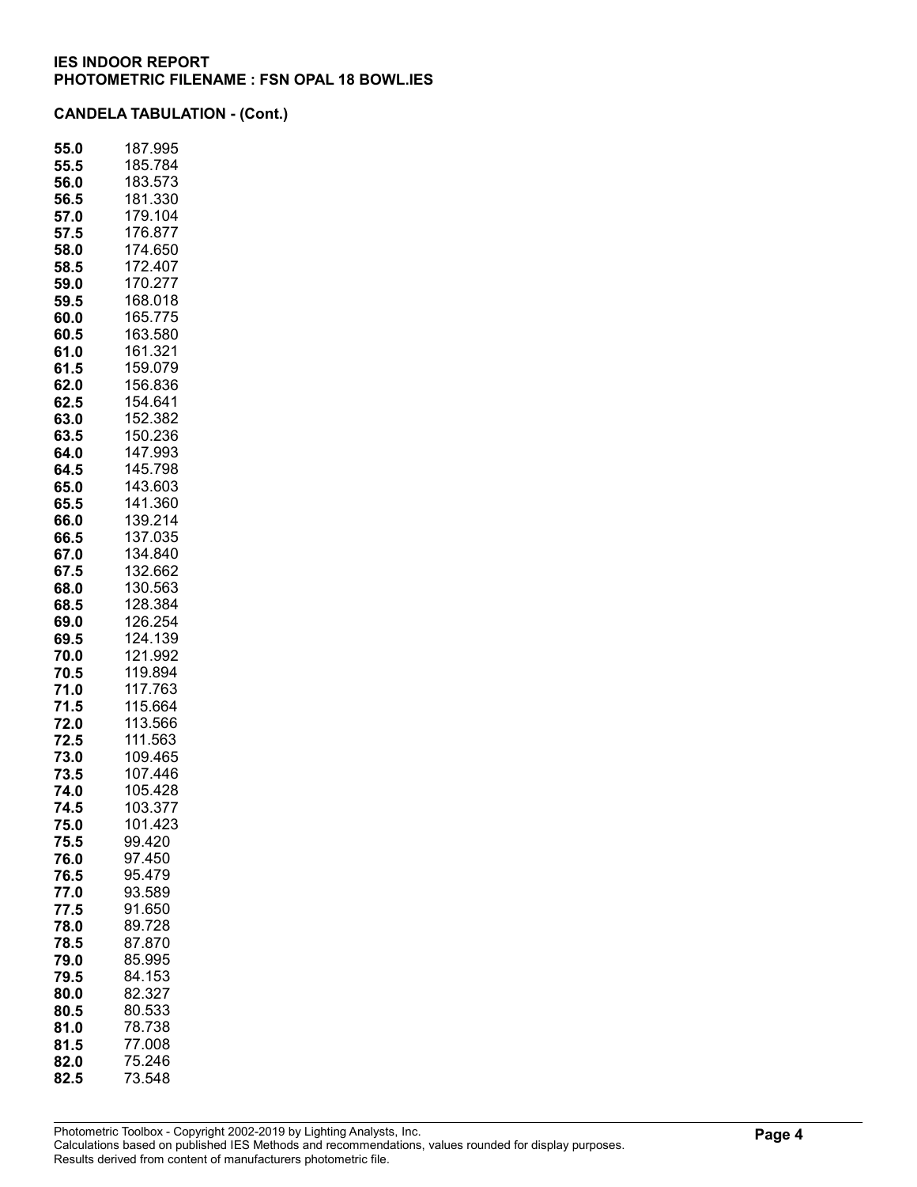**IES INDOOR REPORT**
**PHOTOMETRIC FILENAME : FSN OPAL 18 BOWL.IES**

**CANDELA TABULATION - (Cont.)**

| | |
|---|---|
| **55.0** | 187.995 |
| **55.5** | 185.784 |
| **56.0** | 183.573 |
| **56.5** | 181.330 |
| **57.0** | 179.104 |
| **57.5** | 176.877 |
| **58.0** | 174.650 |
| **58.5** | 172.407 |
| **59.0** | 170.277 |
| **59.5** | 168.018 |
| **60.0** | 165.775 |
| **60.5** | 163.580 |
| **61.0** | 161.321 |
| **61.5** | 159.079 |
| **62.0** | 156.836 |
| **62.5** | 154.641 |
| **63.0** | 152.382 |
| **63.5** | 150.236 |
| **64.0** | 147.993 |
| **64.5** | 145.798 |
| **65.0** | 143.603 |
| **65.5** | 141.360 |
| **66.0** | 139.214 |
| **66.5** | 137.035 |
| **67.0** | 134.840 |
| **67.5** | 132.662 |
| **68.0** | 130.563 |
| **68.5** | 128.384 |
| **69.0** | 126.254 |
| **69.5** | 124.139 |
| **70.0** | 121.992 |
| **70.5** | 119.894 |
| **71.0** | 117.763 |
| **71.5** | 115.664 |
| **72.0** | 113.566 |
| **72.5** | 111.563 |
| **73.0** | 109.465 |
| **73.5** | 107.446 |
| **74.0** | 105.428 |
| **74.5** | 103.377 |
| **75.0** | 101.423 |
| **75.5** | 99.420 |
| **76.0** | 97.450 |
| **76.5** | 95.479 |
| **77.0** | 93.589 |
| **77.5** | 91.650 |
| **78.0** | 89.728 |
| **78.5** | 87.870 |
| **79.0** | 85.995 |
| **79.5** | 84.153 |
| **80.0** | 82.327 |
| **80.5** | 80.533 |
| **81.0** | 78.738 |
| **81.5** | 77.008 |
| **82.0** | 75.246 |
| **82.5** | 73.548 |

Photometric Toolbox - Copyright 2002-2019 by Lighting Analysts, Inc.
Calculations based on published IES Methods and recommendations, values rounded for display purposes.
Results derived from content of manufacturers photometric file.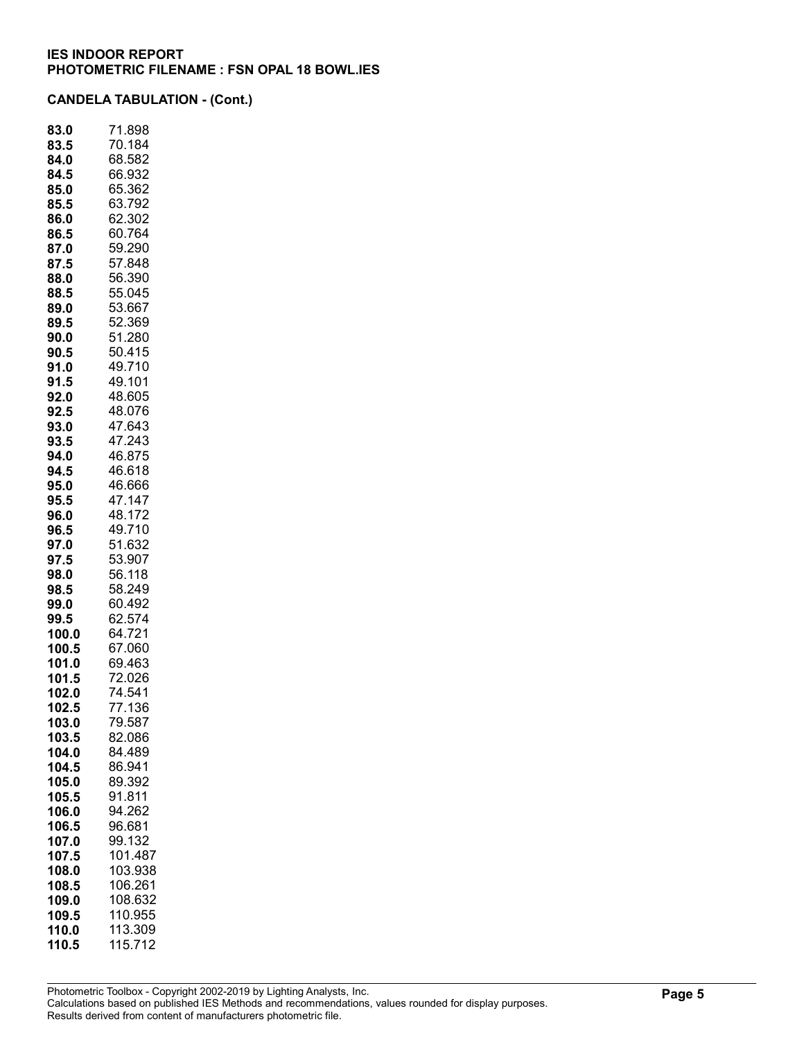**IES INDOOR REPORT**
**PHOTOMETRIC FILENAME : FSN OPAL 18 BOWL.IES**

**CANDELA TABULATION - (Cont.)**

| | |
|---|---|
| **83.0** | 71.898 |
| **83.5** | 70.184 |
| **84.0** | 68.582 |
| **84.5** | 66.932 |
| **85.0** | 65.362 |
| **85.5** | 63.792 |
| **86.0** | 62.302 |
| **86.5** | 60.764 |
| **87.0** | 59.290 |
| **87.5** | 57.848 |
| **88.0** | 56.390 |
| **88.5** | 55.045 |
| **89.0** | 53.667 |
| **89.5** | 52.369 |
| **90.0** | 51.280 |
| **90.5** | 50.415 |
| **91.0** | 49.710 |
| **91.5** | 49.101 |
| **92.0** | 48.605 |
| **92.5** | 48.076 |
| **93.0** | 47.643 |
| **93.5** | 47.243 |
| **94.0** | 46.875 |
| **94.5** | 46.618 |
| **95.0** | 46.666 |
| **95.5** | 47.147 |
| **96.0** | 48.172 |
| **96.5** | 49.710 |
| **97.0** | 51.632 |
| **97.5** | 53.907 |
| **98.0** | 56.118 |
| **98.5** | 58.249 |
| **99.0** | 60.492 |
| **99.5** | 62.574 |
| **100.0** | 64.721 |
| **100.5** | 67.060 |
| **101.0** | 69.463 |
| **101.5** | 72.026 |
| **102.0** | 74.541 |
| **102.5** | 77.136 |
| **103.0** | 79.587 |
| **103.5** | 82.086 |
| **104.0** | 84.489 |
| **104.5** | 86.941 |
| **105.0** | 89.392 |
| **105.5** | 91.811 |
| **106.0** | 94.262 |
| **106.5** | 96.681 |
| **107.0** | 99.132 |
| **107.5** | 101.487 |
| **108.0** | 103.938 |
| **108.5** | 106.261 |
| **109.0** | 108.632 |
| **109.5** | 110.955 |
| **110.0** | 113.309 |
| **110.5** | 115.712 |

Photometric Toolbox - Copyright 2002-2019 by Lighting Analysts, Inc.
Calculations based on published IES Methods and recommendations, values rounded for display purposes.
Results derived from content of manufacturers photometric file.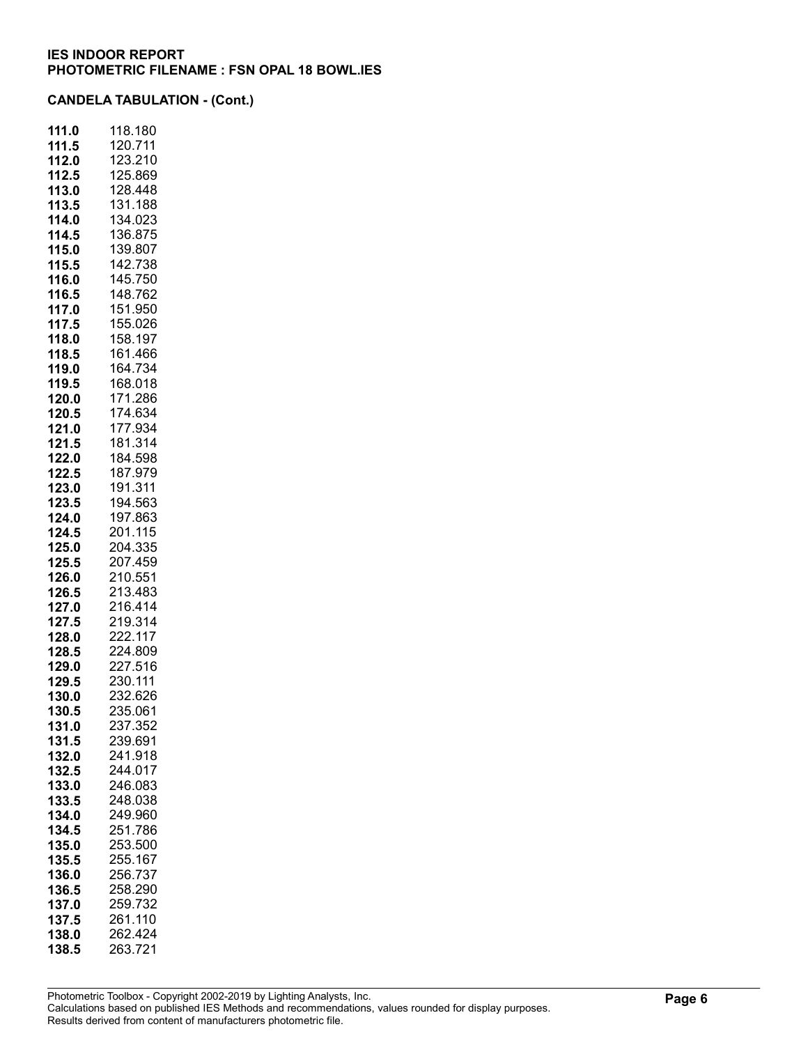**IES INDOOR REPORT**
**PHOTOMETRIC FILENAME : FSN OPAL 18 BOWL.IES**

**CANDELA TABULATION - (Cont.)**

| | |
|---|---|
| **111.0** | 118.180 |
| **111.5** | 120.711 |
| **112.0** | 123.210 |
| **112.5** | 125.869 |
| **113.0** | 128.448 |
| **113.5** | 131.188 |
| **114.0** | 134.023 |
| **114.5** | 136.875 |
| **115.0** | 139.807 |
| **115.5** | 142.738 |
| **116.0** | 145.750 |
| **116.5** | 148.762 |
| **117.0** | 151.950 |
| **117.5** | 155.026 |
| **118.0** | 158.197 |
| **118.5** | 161.466 |
| **119.0** | 164.734 |
| **119.5** | 168.018 |
| **120.0** | 171.286 |
| **120.5** | 174.634 |
| **121.0** | 177.934 |
| **121.5** | 181.314 |
| **122.0** | 184.598 |
| **122.5** | 187.979 |
| **123.0** | 191.311 |
| **123.5** | 194.563 |
| **124.0** | 197.863 |
| **124.5** | 201.115 |
| **125.0** | 204.335 |
| **125.5** | 207.459 |
| **126.0** | 210.551 |
| **126.5** | 213.483 |
| **127.0** | 216.414 |
| **127.5** | 219.314 |
| **128.0** | 222.117 |
| **128.5** | 224.809 |
| **129.0** | 227.516 |
| **129.5** | 230.111 |
| **130.0** | 232.626 |
| **130.5** | 235.061 |
| **131.0** | 237.352 |
| **131.5** | 239.691 |
| **132.0** | 241.918 |
| **132.5** | 244.017 |
| **133.0** | 246.083 |
| **133.5** | 248.038 |
| **134.0** | 249.960 |
| **134.5** | 251.786 |
| **135.0** | 253.500 |
| **135.5** | 255.167 |
| **136.0** | 256.737 |
| **136.5** | 258.290 |
| **137.0** | 259.732 |
| **137.5** | 261.110 |
| **138.0** | 262.424 |
| **138.5** | 263.721 |

Photometric Toolbox - Copyright 2002-2019 by Lighting Analysts, Inc.
Calculations based on published IES Methods and recommendations, values rounded for display purposes.
Results derived from content of manufacturers photometric file.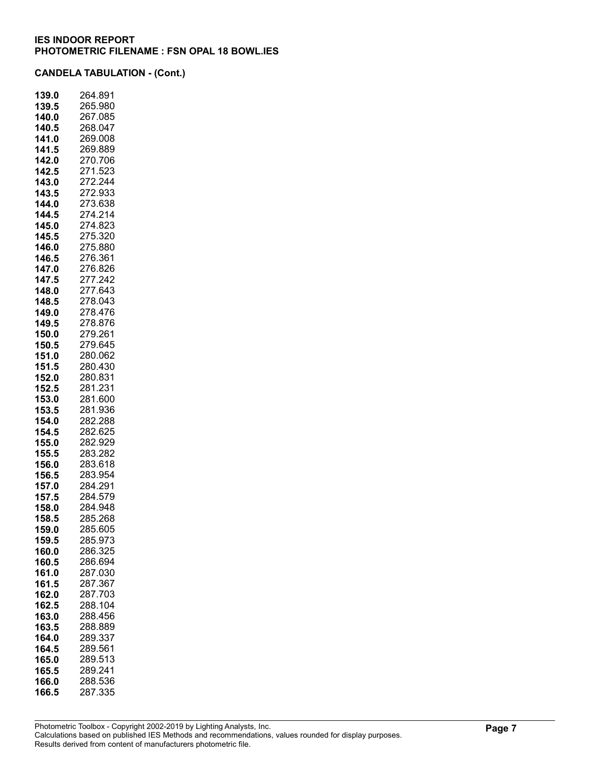**IES INDOOR REPORT**
**PHOTOMETRIC FILENAME : FSN OPAL 18 BOWL.IES**

**CANDELA TABULATION - (Cont.)**

| | |
|---|---|
| **139.0** | 264.891 |
| **139.5** | 265.980 |
| **140.0** | 267.085 |
| **140.5** | 268.047 |
| **141.0** | 269.008 |
| **141.5** | 269.889 |
| **142.0** | 270.706 |
| **142.5** | 271.523 |
| **143.0** | 272.244 |
| **143.5** | 272.933 |
| **144.0** | 273.638 |
| **144.5** | 274.214 |
| **145.0** | 274.823 |
| **145.5** | 275.320 |
| **146.0** | 275.880 |
| **146.5** | 276.361 |
| **147.0** | 276.826 |
| **147.5** | 277.242 |
| **148.0** | 277.643 |
| **148.5** | 278.043 |
| **149.0** | 278.476 |
| **149.5** | 278.876 |
| **150.0** | 279.261 |
| **150.5** | 279.645 |
| **151.0** | 280.062 |
| **151.5** | 280.430 |
| **152.0** | 280.831 |
| **152.5** | 281.231 |
| **153.0** | 281.600 |
| **153.5** | 281.936 |
| **154.0** | 282.288 |
| **154.5** | 282.625 |
| **155.0** | 282.929 |
| **155.5** | 283.282 |
| **156.0** | 283.618 |
| **156.5** | 283.954 |
| **157.0** | 284.291 |
| **157.5** | 284.579 |
| **158.0** | 284.948 |
| **158.5** | 285.268 |
| **159.0** | 285.605 |
| **159.5** | 285.973 |
| **160.0** | 286.325 |
| **160.5** | 286.694 |
| **161.0** | 287.030 |
| **161.5** | 287.367 |
| **162.0** | 287.703 |
| **162.5** | 288.104 |
| **163.0** | 288.456 |
| **163.5** | 288.889 |
| **164.0** | 289.337 |
| **164.5** | 289.561 |
| **165.0** | 289.513 |
| **165.5** | 289.241 |
| **166.0** | 288.536 |
| **166.5** | 287.335 |

Photometric Toolbox - Copyright 2002-2019 by Lighting Analysts, Inc.
Calculations based on published IES Methods and recommendations, values rounded for display purposes.
Results derived from content of manufacturers photometric file.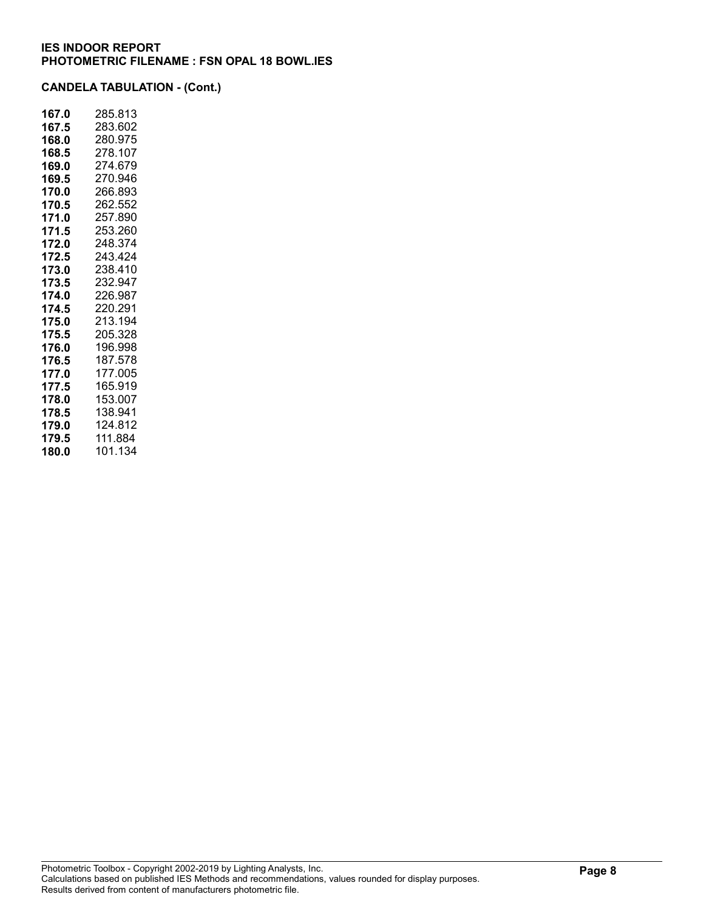**IES INDOOR REPORT**
**PHOTOMETRIC FILENAME : FSN OPAL 18 BOWL.IES**

**CANDELA TABULATION - (Cont.)**

| | |
|---|---|
| **167.0** | 285.813 |
| **167.5** | 283.602 |
| **168.0** | 280.975 |
| **168.5** | 278.107 |
| **169.0** | 274.679 |
| **169.5** | 270.946 |
| **170.0** | 266.893 |
| **170.5** | 262.552 |
| **171.0** | 257.890 |
| **171.5** | 253.260 |
| **172.0** | 248.374 |
| **172.5** | 243.424 |
| **173.0** | 238.410 |
| **173.5** | 232.947 |
| **174.0** | 226.987 |
| **174.5** | 220.291 |
| **175.0** | 213.194 |
| **175.5** | 205.328 |
| **176.0** | 196.998 |
| **176.5** | 187.578 |
| **177.0** | 177.005 |
| **177.5** | 165.919 |
| **178.0** | 153.007 |
| **178.5** | 138.941 |
| **179.0** | 124.812 |
| **179.5** | 111.884 |
| **180.0** | 101.134 |

Photometric Toolbox - Copyright 2002-2019 by Lighting Analysts, Inc.
Calculations based on published IES Methods and recommendations, values rounded for display purposes.
Results derived from content of manufacturers photometric file.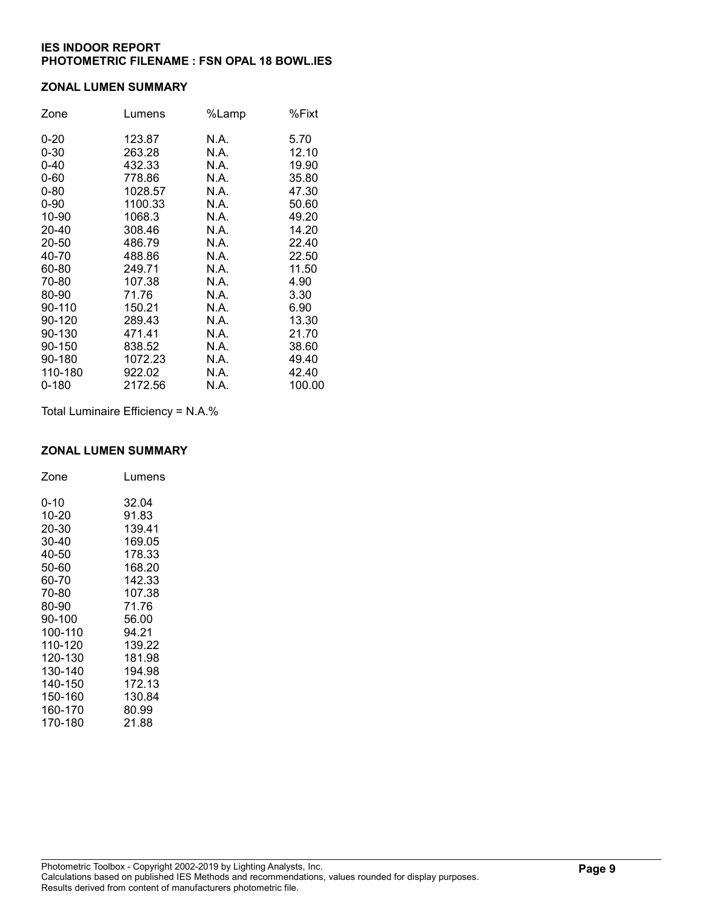**IES INDOOR REPORT**
**PHOTOMETRIC FILENAME : FSN OPAL 18 BOWL.IES**

### ZONAL LUMEN SUMMARY

| Zone | Lumens | %Lamp | %Fixt |
|---|---|---|---|
| 0-20 | 123.87 | N.A. | 5.70 |
| 0-30 | 263.28 | N.A. | 12.10 |
| 0-40 | 432.33 | N.A. | 19.90 |
| 0-60 | 778.86 | N.A. | 35.80 |
| 0-80 | 1028.57 | N.A. | 47.30 |
| 0-90 | 1100.33 | N.A. | 50.60 |
| 10-90 | 1068.3 | N.A. | 49.20 |
| 20-40 | 308.46 | N.A. | 14.20 |
| 20-50 | 486.79 | N.A. | 22.40 |
| 40-70 | 488.86 | N.A. | 22.50 |
| 60-80 | 249.71 | N.A. | 11.50 |
| 70-80 | 107.38 | N.A. | 4.90 |
| 80-90 | 71.76 | N.A. | 3.30 |
| 90-110 | 150.21 | N.A. | 6.90 |
| 90-120 | 289.43 | N.A. | 13.30 |
| 90-130 | 471.41 | N.A. | 21.70 |
| 90-150 | 838.52 | N.A. | 38.60 |
| 90-180 | 1072.23 | N.A. | 49.40 |
| 110-180 | 922.02 | N.A. | 42.40 |
| 0-180 | 2172.56 | N.A. | 100.00 |

Total Luminaire Efficiency = N.A.%

### ZONAL LUMEN SUMMARY

| Zone | Lumens |
|---|---|
| 0-10 | 32.04 |
| 10-20 | 91.83 |
| 20-30 | 139.41 |
| 30-40 | 169.05 |
| 40-50 | 178.33 |
| 50-60 | 168.20 |
| 60-70 | 142.33 |
| 70-80 | 107.38 |
| 80-90 | 71.76 |
| 90-100 | 56.00 |
| 100-110 | 94.21 |
| 110-120 | 139.22 |
| 120-130 | 181.98 |
| 130-140 | 194.98 |
| 140-150 | 172.13 |
| 150-160 | 130.84 |
| 160-170 | 80.99 |
| 170-180 | 21.88 |

Photometric Toolbox - Copyright 2002-2019 by Lighting Analysts, Inc.
Calculations based on published IES Methods and recommendations, values rounded for display purposes.
Results derived from content of manufacturers photometric file.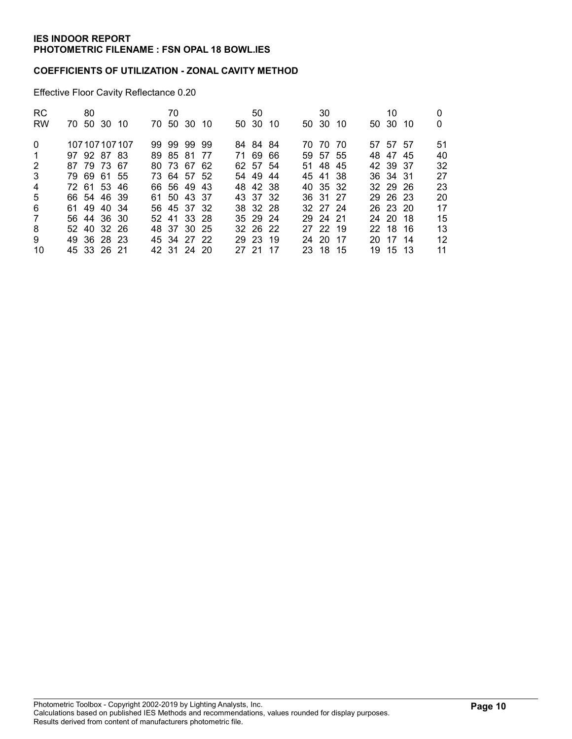**IES INDOOR REPORT**
**PHOTOMETRIC FILENAME : FSN OPAL 18 BOWL.IES**

**COEFFICIENTS OF UTILIZATION - ZONAL CAVITY METHOD**

Effective Floor Cavity Reflectance 0.20

| RC | 80 | | | | 70 | | | | 50 | | | 30 | | | 10 | | | 0 |
|---|---|---|---|---|---|---|---|---|---|---|---|---|---|---|---|---|---|---|
| RW | 70 | 50 | 30 | 10 | 70 | 50 | 30 | 10 | 50 | 30 | 10 | 50 | 30 | 10 | 50 | 30 | 10 | 0 |
| 0 | 107 | 107 | 107 | 107 | 99 | 99 | 99 | 99 | 84 | 84 | 84 | 70 | 70 | 70 | 57 | 57 | 57 | 51 |
| 1 | 97 | 92 | 87 | 83 | 89 | 85 | 81 | 77 | 71 | 69 | 66 | 59 | 57 | 55 | 48 | 47 | 45 | 40 |
| 2 | 87 | 79 | 73 | 67 | 80 | 73 | 67 | 62 | 62 | 57 | 54 | 51 | 48 | 45 | 42 | 39 | 37 | 32 |
| 3 | 79 | 69 | 61 | 55 | 73 | 64 | 57 | 52 | 54 | 49 | 44 | 45 | 41 | 38 | 36 | 34 | 31 | 27 |
| 4 | 72 | 61 | 53 | 46 | 66 | 56 | 49 | 43 | 48 | 42 | 38 | 40 | 35 | 32 | 32 | 29 | 26 | 23 |
| 5 | 66 | 54 | 46 | 39 | 61 | 50 | 43 | 37 | 43 | 37 | 32 | 36 | 31 | 27 | 29 | 26 | 23 | 20 |
| 6 | 61 | 49 | 40 | 34 | 56 | 45 | 37 | 32 | 38 | 32 | 28 | 32 | 27 | 24 | 26 | 23 | 20 | 17 |
| 7 | 56 | 44 | 36 | 30 | 52 | 41 | 33 | 28 | 35 | 29 | 24 | 29 | 24 | 21 | 24 | 20 | 18 | 15 |
| 8 | 52 | 40 | 32 | 26 | 48 | 37 | 30 | 25 | 32 | 26 | 22 | 27 | 22 | 19 | 22 | 18 | 16 | 13 |
| 9 | 49 | 36 | 28 | 23 | 45 | 34 | 27 | 22 | 29 | 23 | 19 | 24 | 20 | 17 | 20 | 17 | 14 | 12 |
| 10 | 45 | 33 | 26 | 21 | 42 | 31 | 24 | 20 | 27 | 21 | 17 | 23 | 18 | 15 | 19 | 15 | 13 | 11 |

Photometric Toolbox - Copyright 2002-2019 by Lighting Analysts, Inc.
Calculations based on published IES Methods and recommendations, values rounded for display purposes.
Results derived from content of manufacturers photometric file.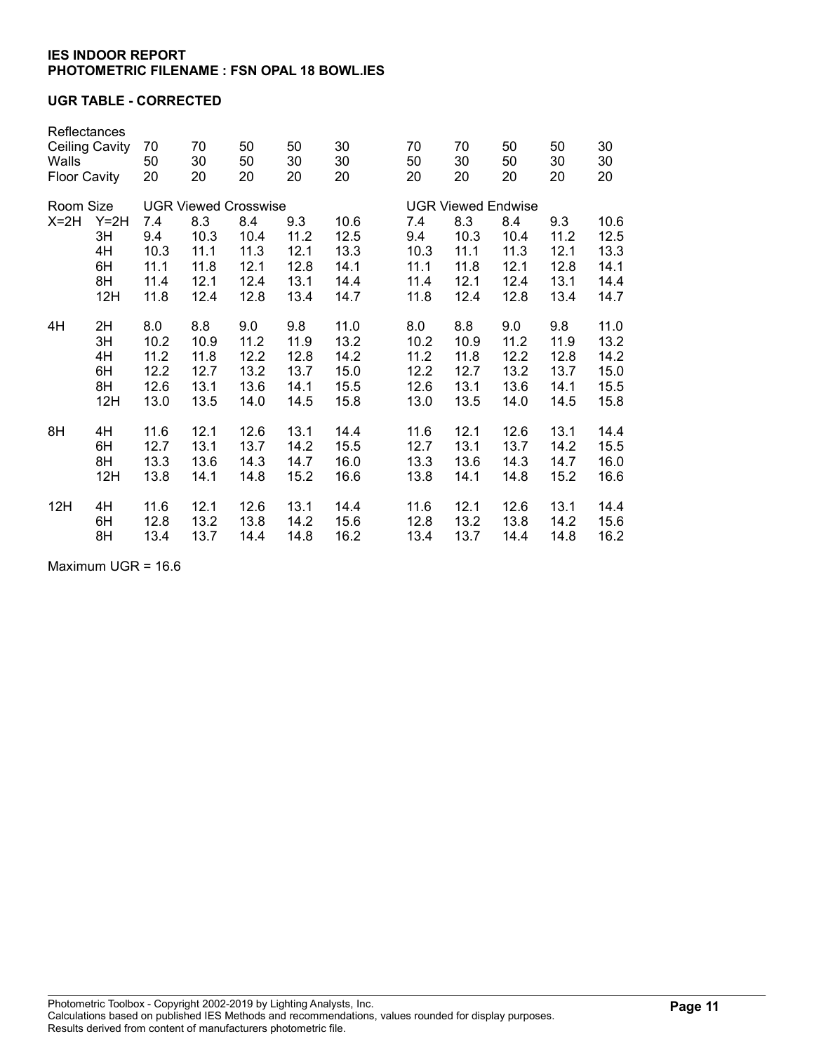**IES INDOOR REPORT**
**PHOTOMETRIC FILENAME : FSN OPAL 18 BOWL.IES**

**UGR TABLE - CORRECTED**

| Reflectances | | | | | | | | | | | |
|---|---|---|---|---|---|---|---|---|---|---|---|
| Ceiling Cavity | | 70 | 70 | 50 | 50 | 30 | 70 | 70 | 50 | 50 | 30 |
| Walls | | 50 | 30 | 50 | 30 | 30 | 50 | 30 | 50 | 30 | 30 |
| Floor Cavity | | 20 | 20 | 20 | 20 | 20 | 20 | 20 | 20 | 20 | 20 |
| Room Size | | UGR Viewed Crosswise | | | | | UGR Viewed Endwise | | | | |
| X=2H | Y=2H | 7.4 | 8.3 | 8.4 | 9.3 | 10.6 | 7.4 | 8.3 | 8.4 | 9.3 | 10.6 |
| | 3H | 9.4 | 10.3 | 10.4 | 11.2 | 12.5 | 9.4 | 10.3 | 10.4 | 11.2 | 12.5 |
| | 4H | 10.3 | 11.1 | 11.3 | 12.1 | 13.3 | 10.3 | 11.1 | 11.3 | 12.1 | 13.3 |
| | 6H | 11.1 | 11.8 | 12.1 | 12.8 | 14.1 | 11.1 | 11.8 | 12.1 | 12.8 | 14.1 |
| | 8H | 11.4 | 12.1 | 12.4 | 13.1 | 14.4 | 11.4 | 12.1 | 12.4 | 13.1 | 14.4 |
| | 12H | 11.8 | 12.4 | 12.8 | 13.4 | 14.7 | 11.8 | 12.4 | 12.8 | 13.4 | 14.7 |
| 4H | 2H | 8.0 | 8.8 | 9.0 | 9.8 | 11.0 | 8.0 | 8.8 | 9.0 | 9.8 | 11.0 |
| | 3H | 10.2 | 10.9 | 11.2 | 11.9 | 13.2 | 10.2 | 10.9 | 11.2 | 11.9 | 13.2 |
| | 4H | 11.2 | 11.8 | 12.2 | 12.8 | 14.2 | 11.2 | 11.8 | 12.2 | 12.8 | 14.2 |
| | 6H | 12.2 | 12.7 | 13.2 | 13.7 | 15.0 | 12.2 | 12.7 | 13.2 | 13.7 | 15.0 |
| | 8H | 12.6 | 13.1 | 13.6 | 14.1 | 15.5 | 12.6 | 13.1 | 13.6 | 14.1 | 15.5 |
| | 12H | 13.0 | 13.5 | 14.0 | 14.5 | 15.8 | 13.0 | 13.5 | 14.0 | 14.5 | 15.8 |
| 8H | 4H | 11.6 | 12.1 | 12.6 | 13.1 | 14.4 | 11.6 | 12.1 | 12.6 | 13.1 | 14.4 |
| | 6H | 12.7 | 13.1 | 13.7 | 14.2 | 15.5 | 12.7 | 13.1 | 13.7 | 14.2 | 15.5 |
| | 8H | 13.3 | 13.6 | 14.3 | 14.7 | 16.0 | 13.3 | 13.6 | 14.3 | 14.7 | 16.0 |
| | 12H | 13.8 | 14.1 | 14.8 | 15.2 | 16.6 | 13.8 | 14.1 | 14.8 | 15.2 | 16.6 |
| 12H | 4H | 11.6 | 12.1 | 12.6 | 13.1 | 14.4 | 11.6 | 12.1 | 12.6 | 13.1 | 14.4 |
| | 6H | 12.8 | 13.2 | 13.8 | 14.2 | 15.6 | 12.8 | 13.2 | 13.8 | 14.2 | 15.6 |
| | 8H | 13.4 | 13.7 | 14.4 | 14.8 | 16.2 | 13.4 | 13.7 | 14.4 | 14.8 | 16.2 |

Maximum UGR = 16.6

Photometric Toolbox - Copyright 2002-2019 by Lighting Analysts, Inc.
Calculations based on published IES Methods and recommendations, values rounded for display purposes.
Results derived from content of manufacturers photometric file.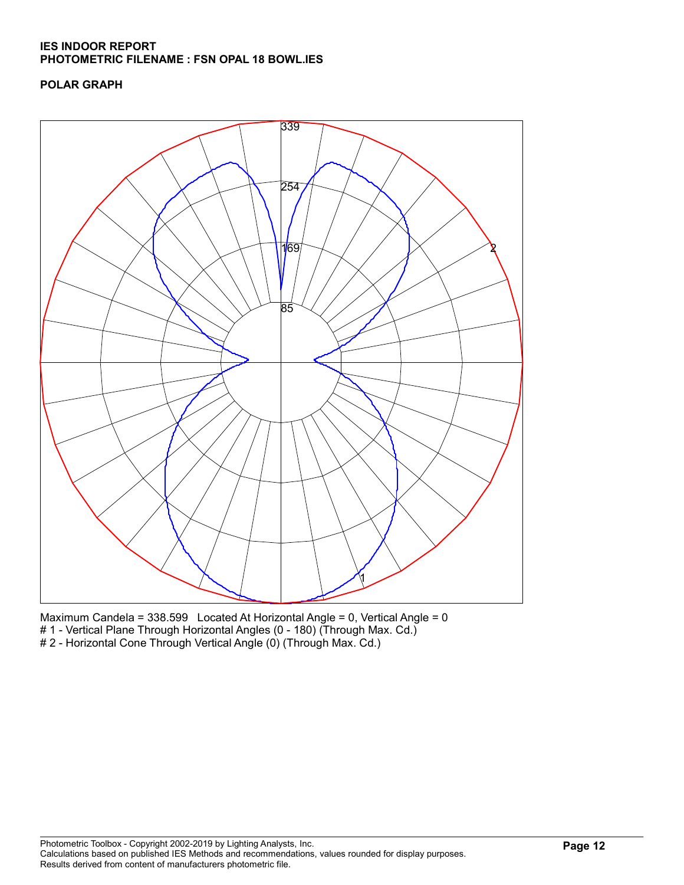**IES INDOOR REPORT**
**PHOTOMETRIC FILENAME : FSN OPAL 18 BOWL.IES**

**POLAR GRAPH**

339

254

169

85

2

1

Maximum Candela = 338.599 Located At Horizontal Angle = 0, Vertical Angle = 0
# 1 - Vertical Plane Through Horizontal Angles (0 - 180) (Through Max. Cd.)
# 2 - Horizontal Cone Through Vertical Angle (0) (Through Max. Cd.)

Photometric Toolbox - Copyright 2002-2019 by Lighting Analysts, Inc.
Calculations based on published IES Methods and recommendations, values rounded for display purposes.
Results derived from content of manufacturers photometric file.